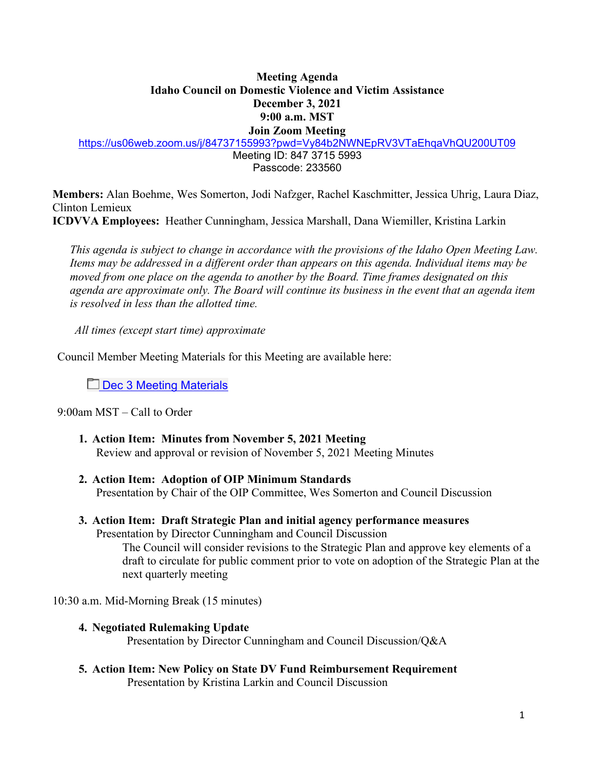**Meeting Agenda**
**Idaho Council on Domestic Violence and Victim Assistance**
**December 3, 2021**
**9:00 a.m. MST**
**Join Zoom Meeting**

https://us06web.zoom.us/j/84737155993?pwd=Vy84b2NWNEpRV3VTaEhqaVhQU200UT09

Meeting ID: 847 3715 5993

Passcode: 233560

**Members:** Alan Boehme, Wes Somerton, Jodi Nafzger, Rachel Kaschmitter, Jessica Uhrig, Laura Diaz, Clinton Lemieux

**ICDVVA Employees:** Heather Cunningham, Jessica Marshall, Dana Wiemiller, Kristina Larkin

*This agenda is subject to change in accordance with the provisions of the Idaho Open Meeting Law. Items may be addressed in a different order than appears on this agenda. Individual items may be moved from one place on the agenda to another by the Board. Time frames designated on this agenda are approximate only. The Board will continue its business in the event that an agenda item is resolved in less than the allotted time.*

*All times (except start time) approximate*

Council Member Meeting Materials for this Meeting are available here:

Dec 3 Meeting Materials

9:00am MST – Call to Order

1. **Action Item: Minutes from November 5, 2021 Meeting**
   Review and approval or revision of November 5, 2021 Meeting Minutes

2. **Action Item: Adoption of OIP Minimum Standards**
   Presentation by Chair of the OIP Committee, Wes Somerton and Council Discussion

3. **Action Item: Draft Strategic Plan and initial agency performance measures**
   Presentation by Director Cunningham and Council Discussion
   The Council will consider revisions to the Strategic Plan and approve key elements of a draft to circulate for public comment prior to vote on adoption of the Strategic Plan at the next quarterly meeting

10:30 a.m. Mid-Morning Break (15 minutes)

4. **Negotiated Rulemaking Update**
   Presentation by Director Cunningham and Council Discussion/Q&A

5. **Action Item: New Policy on State DV Fund Reimbursement Requirement**
   Presentation by Kristina Larkin and Council Discussion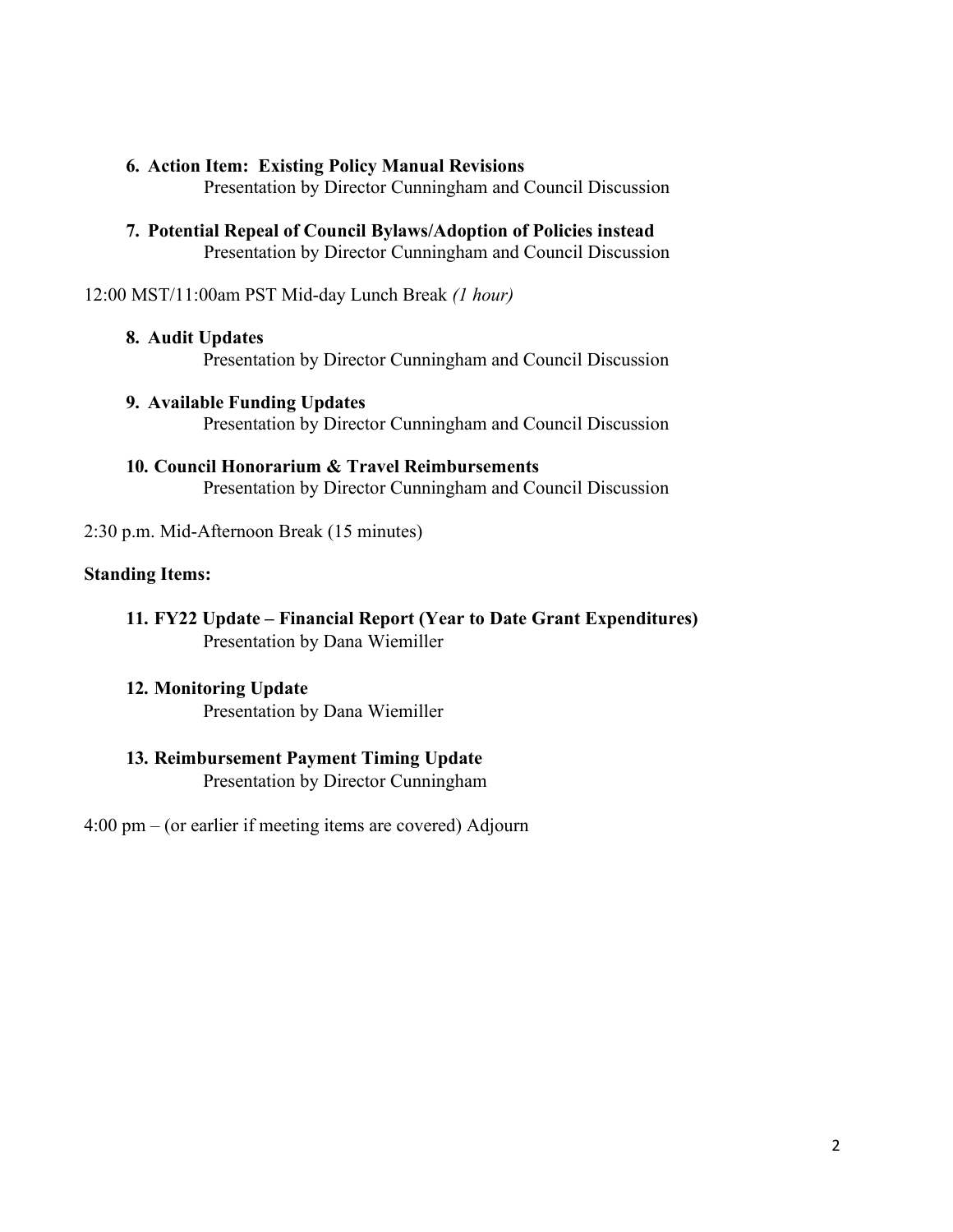**6. Action Item: Existing Policy Manual Revisions**
Presentation by Director Cunningham and Council Discussion

**7. Potential Repeal of Council Bylaws/Adoption of Policies instead**
Presentation by Director Cunningham and Council Discussion

12:00 MST/11:00am PST Mid-day Lunch Break *(1 hour)*

**8. Audit Updates**
Presentation by Director Cunningham and Council Discussion

**9. Available Funding Updates**
Presentation by Director Cunningham and Council Discussion

**10. Council Honorarium & Travel Reimbursements**
Presentation by Director Cunningham and Council Discussion

2:30 p.m. Mid-Afternoon Break (15 minutes)

**Standing Items:**

**11. FY22 Update – Financial Report (Year to Date Grant Expenditures)**
Presentation by Dana Wiemiller

**12. Monitoring Update**
Presentation by Dana Wiemiller

**13. Reimbursement Payment Timing Update**
Presentation by Director Cunningham

4:00 pm – (or earlier if meeting items are covered) Adjourn